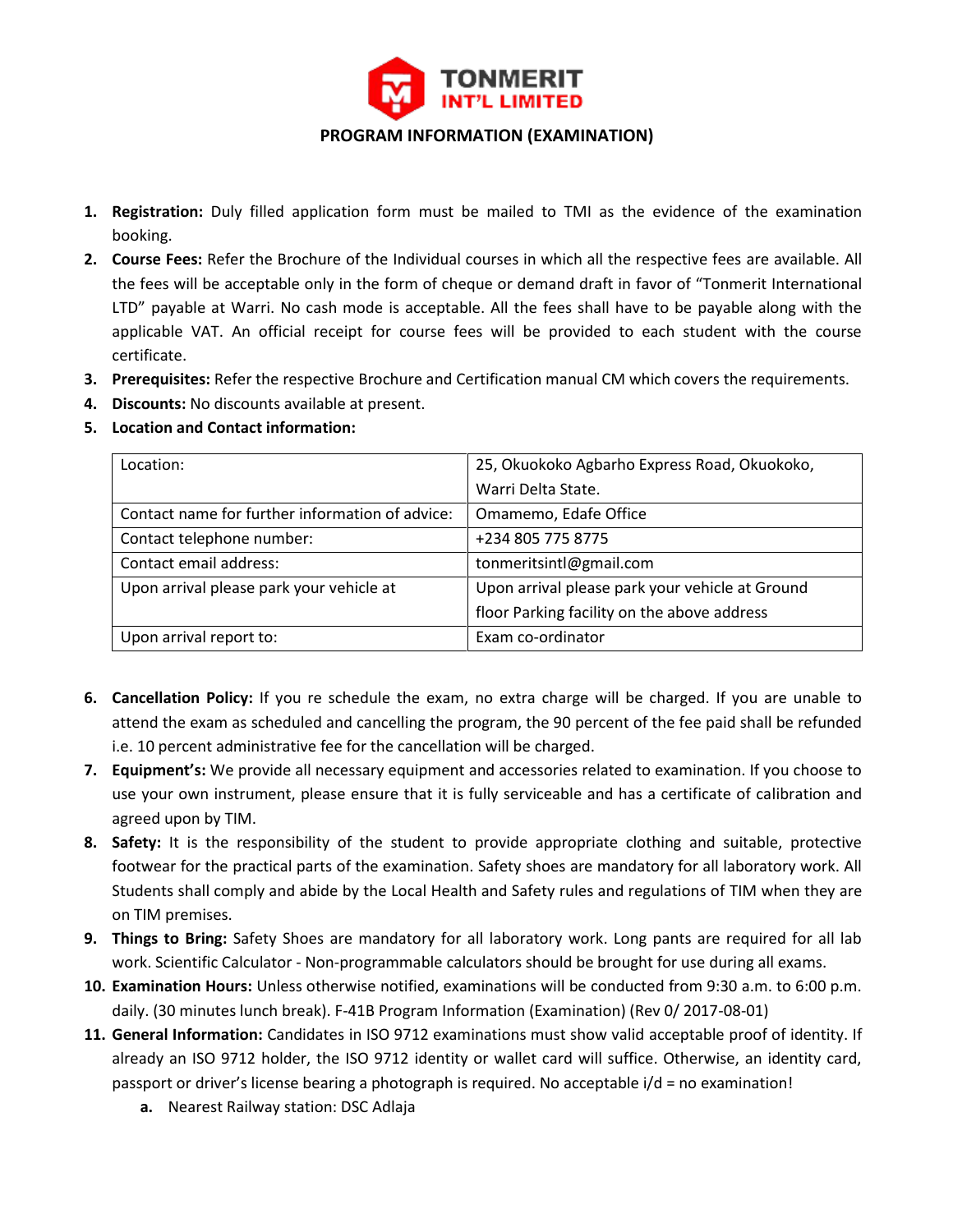TONMERIT
INT'L LIMITED

## PROGRAM INFORMATION (EXAMINATION)

1. **Registration:** Duly filled application form must be mailed to TMI as the evidence of the examination booking.
2. **Course Fees:** Refer the Brochure of the Individual courses in which all the respective fees are available. All the fees will be acceptable only in the form of cheque or demand draft in favor of "Tonmerit International LTD" payable at Warri. No cash mode is acceptable. All the fees shall have to be payable along with the applicable VAT. An official receipt for course fees will be provided to each student with the course certificate.
3. **Prerequisites:** Refer the respective Brochure and Certification manual CM which covers the requirements.
4. **Discounts:** No discounts available at present.
5. **Location and Contact information:**

| Location: | 25, Okuokoko Agbarho Express Road, Okuokoko, Warri Delta State. |
|---|---|
| Contact name for further information of advice: | Omamemo, Edafe Office |
| Contact telephone number: | +234 805 775 8775 |
| Contact email address: | tonmeritsintl@gmail.com |
| Upon arrival please park your vehicle at | Upon arrival please park your vehicle at Ground floor Parking facility on the above address |
| Upon arrival report to: | Exam co-ordinator |

6. **Cancellation Policy:** If you re schedule the exam, no extra charge will be charged. If you are unable to attend the exam as scheduled and cancelling the program, the 90 percent of the fee paid shall be refunded i.e. 10 percent administrative fee for the cancellation will be charged.
7. **Equipment's:** We provide all necessary equipment and accessories related to examination. If you choose to use your own instrument, please ensure that it is fully serviceable and has a certificate of calibration and agreed upon by TIM.
8. **Safety:** It is the responsibility of the student to provide appropriate clothing and suitable, protective footwear for the practical parts of the examination. Safety shoes are mandatory for all laboratory work. All Students shall comply and abide by the Local Health and Safety rules and regulations of TIM when they are on TIM premises.
9. **Things to Bring:** Safety Shoes are mandatory for all laboratory work. Long pants are required for all lab work. Scientific Calculator - Non-programmable calculators should be brought for use during all exams.
10. **Examination Hours:** Unless otherwise notified, examinations will be conducted from 9:30 a.m. to 6:00 p.m. daily. (30 minutes lunch break). F-41B Program Information (Examination) (Rev 0/ 2017-08-01)
11. **General Information:** Candidates in ISO 9712 examinations must show valid acceptable proof of identity. If already an ISO 9712 holder, the ISO 9712 identity or wallet card will suffice. Otherwise, an identity card, passport or driver's license bearing a photograph is required. No acceptable i/d = no examination!
    a. Nearest Railway station: DSC Adlaja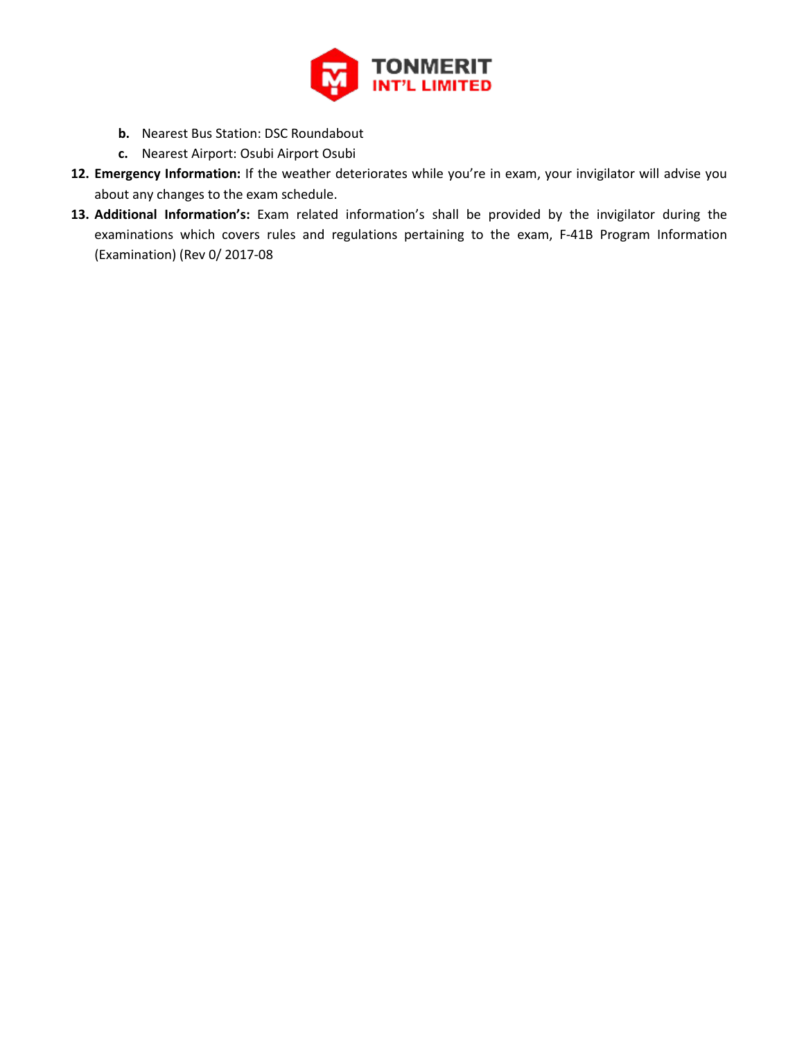b. Nearest Bus Station: DSC Roundabout
   c. Nearest Airport: Osubi Airport Osubi

12. **Emergency Information:** If the weather deteriorates while you're in exam, your invigilator will advise you about any changes to the exam schedule.
13. **Additional Information's:** Exam related information's shall be provided by the invigilator during the examinations which covers rules and regulations pertaining to the exam, F-41B Program Information (Examination) (Rev 0/ 2017-08